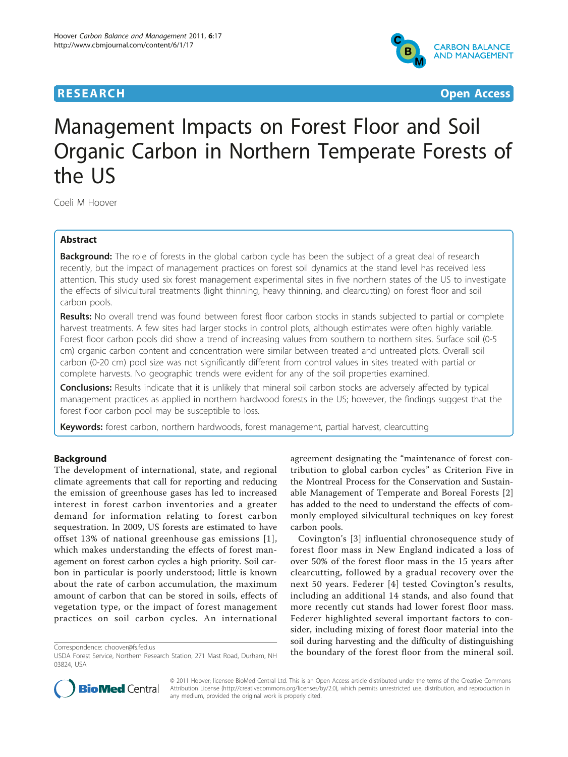# RESEARCH Open Access

# Management Impacts on Forest Floor and Soil Organic Carbon in Northern Temperate Forests of the US

Coeli M Hoover

## Abstract

**Background:** The role of forests in the global carbon cycle has been the subject of a great deal of research recently, but the impact of management practices on forest soil dynamics at the stand level has received less attention. This study used six forest management experimental sites in five northern states of the US to investigate the effects of silvicultural treatments (light thinning, heavy thinning, and clearcutting) on forest floor and soil carbon pools.

**Results:** No overall trend was found between forest floor carbon stocks in stands subjected to partial or complete harvest treatments. A few sites had larger stocks in control plots, although estimates were often highly variable. Forest floor carbon pools did show a trend of increasing values from southern to northern sites. Surface soil (0-5 cm) organic carbon content and concentration were similar between treated and untreated plots. Overall soil carbon (0-20 cm) pool size was not significantly different from control values in sites treated with partial or complete harvests. No geographic trends were evident for any of the soil properties examined.

**Conclusions:** Results indicate that it is unlikely that mineral soil carbon stocks are adversely affected by typical management practices as applied in northern hardwood forests in the US; however, the findings suggest that the forest floor carbon pool may be susceptible to loss.

**Keywords:** forest carbon, northern hardwoods, forest management, partial harvest, clearcutting

## Background

The development of international, state, and regional climate agreements that call for reporting and reducing the emission of greenhouse gases has led to increased interest in forest carbon inventories and a greater demand for information relating to forest carbon sequestration. In 2009, US forests are estimated to have offset 13% of national greenhouse gas emissions [1], which makes understanding the effects of forest management on forest carbon cycles a high priority. Soil carbon in particular is poorly understood; little is known about the rate of carbon accumulation, the maximum amount of carbon that can be stored in soils, effects of vegetation type, or the impact of forest management practices on soil carbon cycles. An international agreement designating the "maintenance of forest contribution to global carbon cycles" as Criterion Five in the Montreal Process for the Conservation and Sustainable Management of Temperate and Boreal Forests [2] has added to the need to understand the effects of commonly employed silvicultural techniques on key forest carbon pools.

Covington's [3] influential chronosequence study of forest floor mass in New England indicated a loss of over 50% of the forest floor mass in the 15 years after clearcutting, followed by a gradual recovery over the next 50 years. Federer [4] tested Covington's results, including an additional 14 stands, and also found that more recently cut stands had lower forest floor mass. Federer highlighted several important factors to consider, including mixing of forest floor material into the soil during harvesting and the difficulty of distinguishing the boundary of the forest floor from the mineral soil.

Correspondence: choover@fs.fed.us
USDA Forest Service, Northern Research Station, 271 Mast Road, Durham, NH 03824, USA

© 2011 Hoover; licensee BioMed Central Ltd. This is an Open Access article distributed under the terms of the Creative Commons Attribution License (http://creativecommons.org/licenses/by/2.0), which permits unrestricted use, distribution, and reproduction in any medium, provided the original work is properly cited.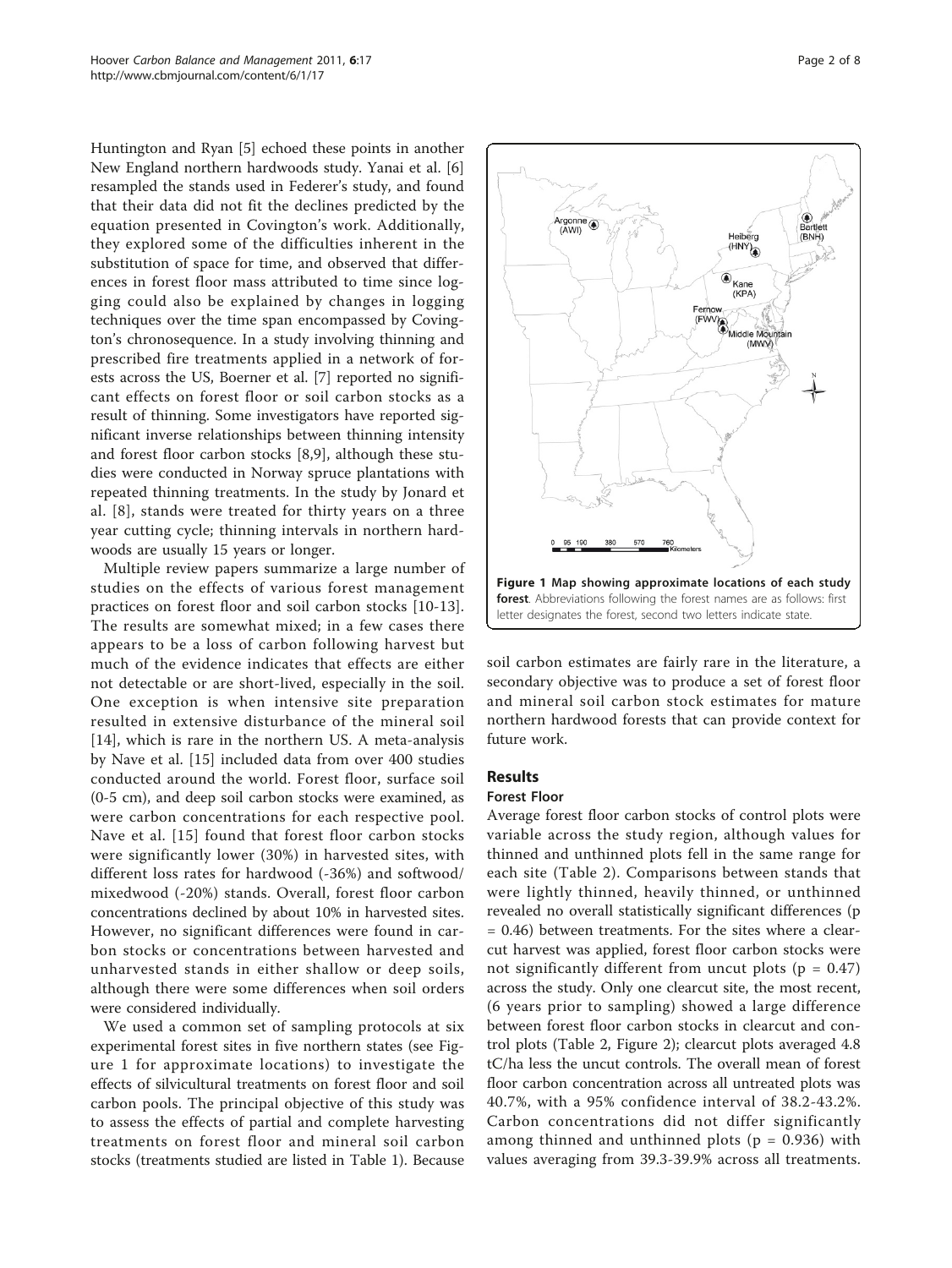Huntington and Ryan [5] echoed these points in another New England northern hardwoods study. Yanai et al. [6] resampled the stands used in Federer's study, and found that their data did not fit the declines predicted by the equation presented in Covington's work. Additionally, they explored some of the difficulties inherent in the substitution of space for time, and observed that differences in forest floor mass attributed to time since logging could also be explained by changes in logging techniques over the time span encompassed by Covington's chronosequence. In a study involving thinning and prescribed fire treatments applied in a network of forests across the US, Boerner et al. [7] reported no significant effects on forest floor or soil carbon stocks as a result of thinning. Some investigators have reported significant inverse relationships between thinning intensity and forest floor carbon stocks [8,9], although these studies were conducted in Norway spruce plantations with repeated thinning treatments. In the study by Jonard et al. [8], stands were treated for thirty years on a three year cutting cycle; thinning intervals in northern hardwoods are usually 15 years or longer.

Multiple review papers summarize a large number of studies on the effects of various forest management practices on forest floor and soil carbon stocks [10-13]. The results are somewhat mixed; in a few cases there appears to be a loss of carbon following harvest but much of the evidence indicates that effects are either not detectable or are short-lived, especially in the soil. One exception is when intensive site preparation resulted in extensive disturbance of the mineral soil [14], which is rare in the northern US. A meta-analysis by Nave et al. [15] included data from over 400 studies conducted around the world. Forest floor, surface soil (0-5 cm), and deep soil carbon stocks were examined, as were carbon concentrations for each respective pool. Nave et al. [15] found that forest floor carbon stocks were significantly lower (30%) in harvested sites, with different loss rates for hardwood (-36%) and softwood/mixedwood (-20%) stands. Overall, forest floor carbon concentrations declined by about 10% in harvested sites. However, no significant differences were found in carbon stocks or concentrations between harvested and unharvested stands in either shallow or deep soils, although there were some differences when soil orders were considered individually.

We used a common set of sampling protocols at six experimental forest sites in five northern states (see Figure 1 for approximate locations) to investigate the effects of silvicultural treatments on forest floor and soil carbon pools. The principal objective of this study was to assess the effects of partial and complete harvesting treatments on forest floor and mineral soil carbon stocks (treatments studied are listed in Table 1). Because soil carbon estimates are fairly rare in the literature, a secondary objective was to produce a set of forest floor and mineral soil carbon stock estimates for mature northern hardwood forests that can provide context for future work.

**Figure 1 Map showing approximate locations of each study forest**. Abbreviations following the forest names are as follows: first letter designates the forest, second two letters indicate state.

## Results

### Forest Floor

Average forest floor carbon stocks of control plots were variable across the study region, although values for thinned and unthinned plots fell in the same range for each site (Table 2). Comparisons between stands that were lightly thinned, heavily thinned, or unthinned revealed no overall statistically significant differences ($p = 0.46$) between treatments. For the sites where a clearcut harvest was applied, forest floor carbon stocks were not significantly different from uncut plots ($p = 0.47$) across the study. Only one clearcut site, the most recent, (6 years prior to sampling) showed a large difference between forest floor carbon stocks in clearcut and control plots (Table 2, Figure 2); clearcut plots averaged 4.8 tC/ha less the uncut controls. The overall mean of forest floor carbon concentration across all untreated plots was 40.7%, with a 95% confidence interval of 38.2-43.2%. Carbon concentrations did not differ significantly among thinned and unthinned plots ($p = 0.936$) with values averaging from 39.3-39.9% across all treatments.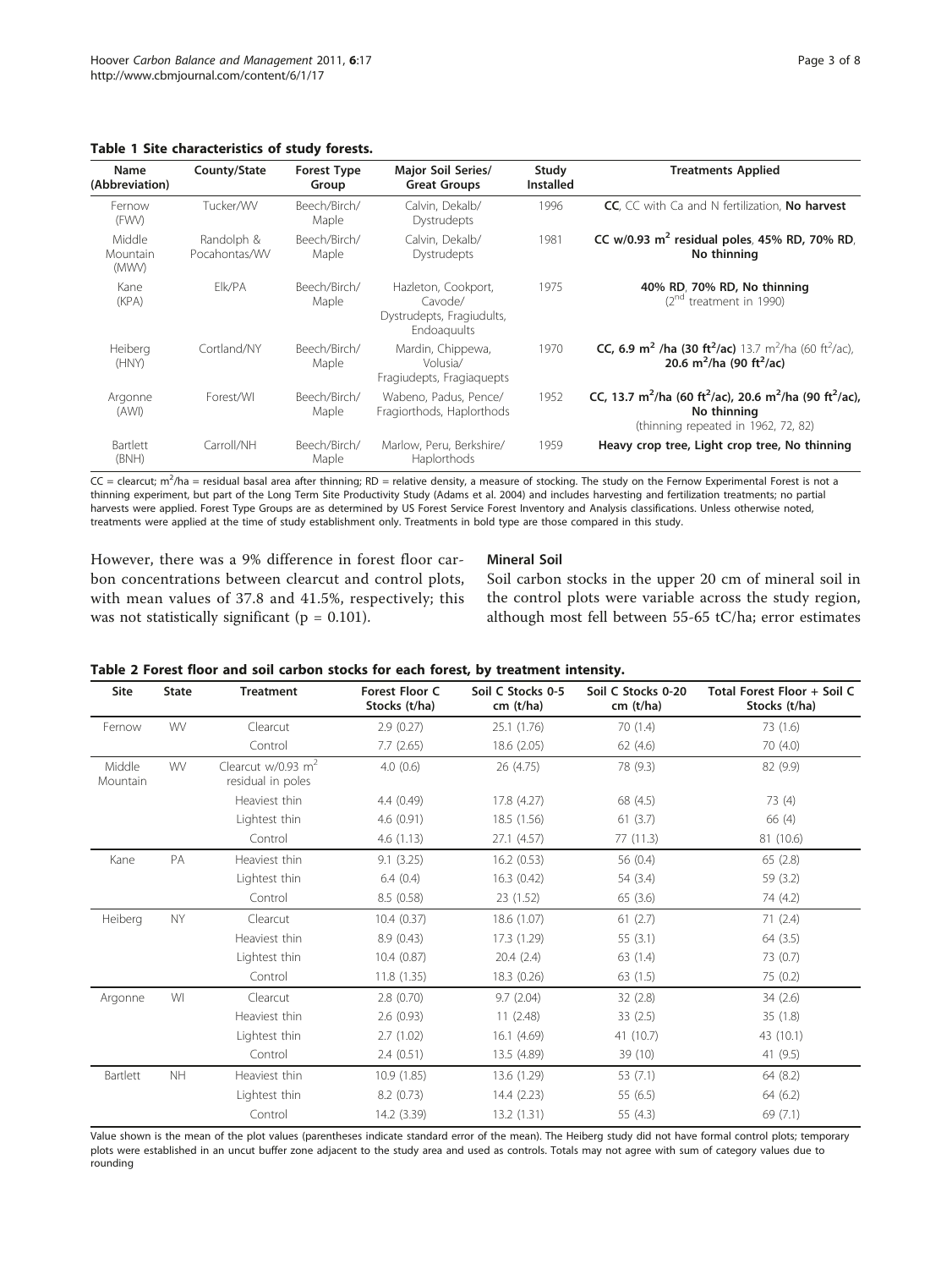**Table 1 Site characteristics of study forests.**

| Name (Abbreviation) | County/State | Forest Type Group | Major Soil Series/ Great Groups | Study Installed | Treatments Applied |
|---|---|---|---|---|---|
| Fernow (FWV) | Tucker/WV | Beech/Birch/ Maple | Calvin, Dekalb/ Dystrudepts | 1996 | **CC**, CC with Ca and N fertilization, **No harvest** |
| Middle Mountain (MWV) | Randolph & Pocahontas/WV | Beech/Birch/ Maple | Calvin, Dekalb/ Dystrudepts | 1981 | **CC w/0.93 m$^2$ residual poles**, **45% RD**, **70% RD**, **No thinning** |
| Kane (KPA) | Elk/PA | Beech/Birch/ Maple | Hazleton, Cookport, Cavode/ Dystrudepts, Fragiudults, Endoaquults | 1975 | **40% RD**, **70% RD**, **No thinning** (2[nd] treatment in 1990) |
| Heiberg (HNY) | Cortland/NY | Beech/Birch/ Maple | Mardin, Chippewa, Volusia/ Fragiudepts, Fragiaquepts | 1970 | **CC, 6.9 m$^2$ /ha (30 ft$^2$/ac)** 13.7 m$^2$/ha (60 ft$^2$/ac), **20.6 m$^2$/ha (90 ft$^2$/ac)** |
| Argonne (AWI) | Forest/WI | Beech/Birch/ Maple | Wabeno, Padus, Pence/ Fragiorthods, Haplorthods | 1952 | **CC, 13.7 m$^2$/ha (60 ft$^2$/ac), 20.6 m$^2$/ha (90 ft$^2$/ac), No thinning** (thinning repeated in 1962, 72, 82) |
| Bartlett (BNH) | Carroll/NH | Beech/Birch/ Maple | Marlow, Peru, Berkshire/ Haplorthods | 1959 | **Heavy crop tree, Light crop tree, No thinning** |

CC = clearcut; m$^2$/ha = residual basal area after thinning; RD = relative density, a measure of stocking. The study on the Fernow Experimental Forest is not a thinning experiment, but part of the Long Term Site Productivity Study (Adams et al. 2004) and includes harvesting and fertilization treatments; no partial harvests were applied. Forest Type Groups are as determined by US Forest Service Forest Inventory and Analysis classifications. Unless otherwise noted, treatments were applied at the time of study establishment only. Treatments in bold type are those compared in this study.

However, there was a 9% difference in forest floor carbon concentrations between clearcut and control plots, with mean values of 37.8 and 41.5%, respectively; this was not statistically significant ($p = 0.101$).

### Mineral Soil

Soil carbon stocks in the upper 20 cm of mineral soil in the control plots were variable across the study region, although most fell between 55-65 tC/ha; error estimates

**Table 2 Forest floor and soil carbon stocks for each forest, by treatment intensity.**

| Site | State | Treatment | Forest Floor C Stocks (t/ha) | Soil C Stocks 0-5 cm (t/ha) | Soil C Stocks 0-20 cm (t/ha) | Total Forest Floor + Soil C Stocks (t/ha) |
|---|---|---|---|---|---|---|
| Fernow | WV | Clearcut | 2.9 (0.27) | 25.1 (1.76) | 70 (1.4) | 73 (1.6) |
| | | Control | 7.7 (2.65) | 18.6 (2.05) | 62 (4.6) | 70 (4.0) |
| Middle Mountain | WV | Clearcut w/0.93 m$^2$ residual in poles | 4.0 (0.6) | 26 (4.75) | 78 (9.3) | 82 (9.9) |
| | | Heaviest thin | 4.4 (0.49) | 17.8 (4.27) | 68 (4.5) | 73 (4) |
| | | Lightest thin | 4.6 (0.91) | 18.5 (1.56) | 61 (3.7) | 66 (4) |
| | | Control | 4.6 (1.13) | 27.1 (4.57) | 77 (11.3) | 81 (10.6) |
| Kane | PA | Heaviest thin | 9.1 (3.25) | 16.2 (0.53) | 56 (0.4) | 65 (2.8) |
| | | Lightest thin | 6.4 (0.4) | 16.3 (0.42) | 54 (3.4) | 59 (3.2) |
| | | Control | 8.5 (0.58) | 23 (1.52) | 65 (3.6) | 74 (4.2) |
| Heiberg | NY | Clearcut | 10.4 (0.37) | 18.6 (1.07) | 61 (2.7) | 71 (2.4) |
| | | Heaviest thin | 8.9 (0.43) | 17.3 (1.29) | 55 (3.1) | 64 (3.5) |
| | | Lightest thin | 10.4 (0.87) | 20.4 (2.4) | 63 (1.4) | 73 (0.7) |
| | | Control | 11.8 (1.35) | 18.3 (0.26) | 63 (1.5) | 75 (0.2) |
| Argonne | WI | Clearcut | 2.8 (0.70) | 9.7 (2.04) | 32 (2.8) | 34 (2.6) |
| | | Heaviest thin | 2.6 (0.93) | 11 (2.48) | 33 (2.5) | 35 (1.8) |
| | | Lightest thin | 2.7 (1.02) | 16.1 (4.69) | 41 (10.7) | 43 (10.1) |
| | | Control | 2.4 (0.51) | 13.5 (4.89) | 39 (10) | 41 (9.5) |
| Bartlett | NH | Heaviest thin | 10.9 (1.85) | 13.6 (1.29) | 53 (7.1) | 64 (8.2) |
| | | Lightest thin | 8.2 (0.73) | 14.4 (2.23) | 55 (6.5) | 64 (6.2) |
| | | Control | 14.2 (3.39) | 13.2 (1.31) | 55 (4.3) | 69 (7.1) |

Value shown is the mean of the plot values (parentheses indicate standard error of the mean). The Heiberg study did not have formal control plots; temporary plots were established in an uncut buffer zone adjacent to the study area and used as controls. Totals may not agree with sum of category values due to rounding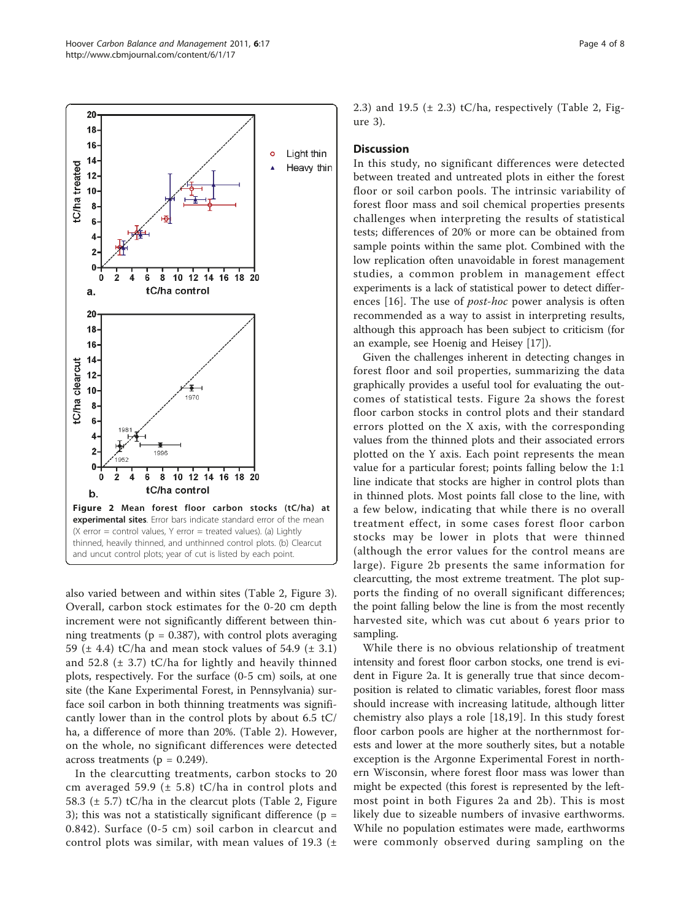**Figure 2 Mean forest floor carbon stocks (tC/ha) at experimental sites**. Error bars indicate standard error of the mean (X error = control values, Y error = treated values). (a) Lightly thinned, heavily thinned, and unthinned control plots. (b) Clearcut and uncut control plots; year of cut is listed by each point.

also varied between and within sites (Table 2, Figure 3). Overall, carbon stock estimates for the 0-20 cm depth increment were not significantly different between thinning treatments ($p = 0.387$), with control plots averaging 59 (± 4.4) tC/ha and mean stock values of 54.9 (± 3.1) and 52.8 (± 3.7) tC/ha for lightly and heavily thinned plots, respectively. For the surface (0-5 cm) soils, at one site (the Kane Experimental Forest, in Pennsylvania) surface soil carbon in both thinning treatments was significantly lower than in the control plots by about 6.5 tC/ha, a difference of more than 20%. (Table 2). However, on the whole, no significant differences were detected across treatments ($p = 0.249$).

In the clearcutting treatments, carbon stocks to 20 cm averaged 59.9 (± 5.8) tC/ha in control plots and 58.3 (± 5.7) tC/ha in the clearcut plots (Table 2, Figure 3); this was not a statistically significant difference ($p = 0.842$). Surface (0-5 cm) soil carbon in clearcut and control plots was similar, with mean values of 19.3 (± 2.3) and 19.5 (± 2.3) tC/ha, respectively (Table 2, Figure 3).

## Discussion

In this study, no significant differences were detected between treated and untreated plots in either the forest floor or soil carbon pools. The intrinsic variability of forest floor mass and soil chemical properties presents challenges when interpreting the results of statistical tests; differences of 20% or more can be obtained from sample points within the same plot. Combined with the low replication often unavoidable in forest management studies, a common problem in management effect experiments is a lack of statistical power to detect differences [16]. The use of *post-hoc* power analysis is often recommended as a way to assist in interpreting results, although this approach has been subject to criticism (for an example, see Hoenig and Heisey [17]).

Given the challenges inherent in detecting changes in forest floor and soil properties, summarizing the data graphically provides a useful tool for evaluating the outcomes of statistical tests. Figure 2a shows the forest floor carbon stocks in control plots and their standard errors plotted on the X axis, with the corresponding values from the thinned plots and their associated errors plotted on the Y axis. Each point represents the mean value for a particular forest; points falling below the 1:1 line indicate that stocks are higher in control plots than in thinned plots. Most points fall close to the line, with a few below, indicating that while there is no overall treatment effect, in some cases forest floor carbon stocks may be lower in plots that were thinned (although the error values for the control means are large). Figure 2b presents the same information for clearcutting, the most extreme treatment. The plot supports the finding of no overall significant differences; the point falling below the line is from the most recently harvested site, which was cut about 6 years prior to sampling.

While there is no obvious relationship of treatment intensity and forest floor carbon stocks, one trend is evident in Figure 2a. It is generally true that since decomposition is related to climatic variables, forest floor mass should increase with increasing latitude, although litter chemistry also plays a role [18,19]. In this study forest floor carbon pools are higher at the northernmost forests and lower at the more southerly sites, but a notable exception is the Argonne Experimental Forest in northern Wisconsin, where forest floor mass was lower than might be expected (this forest is represented by the leftmost point in both Figures 2a and 2b). This is most likely due to sizeable numbers of invasive earthworms. While no population estimates were made, earthworms were commonly observed during sampling on the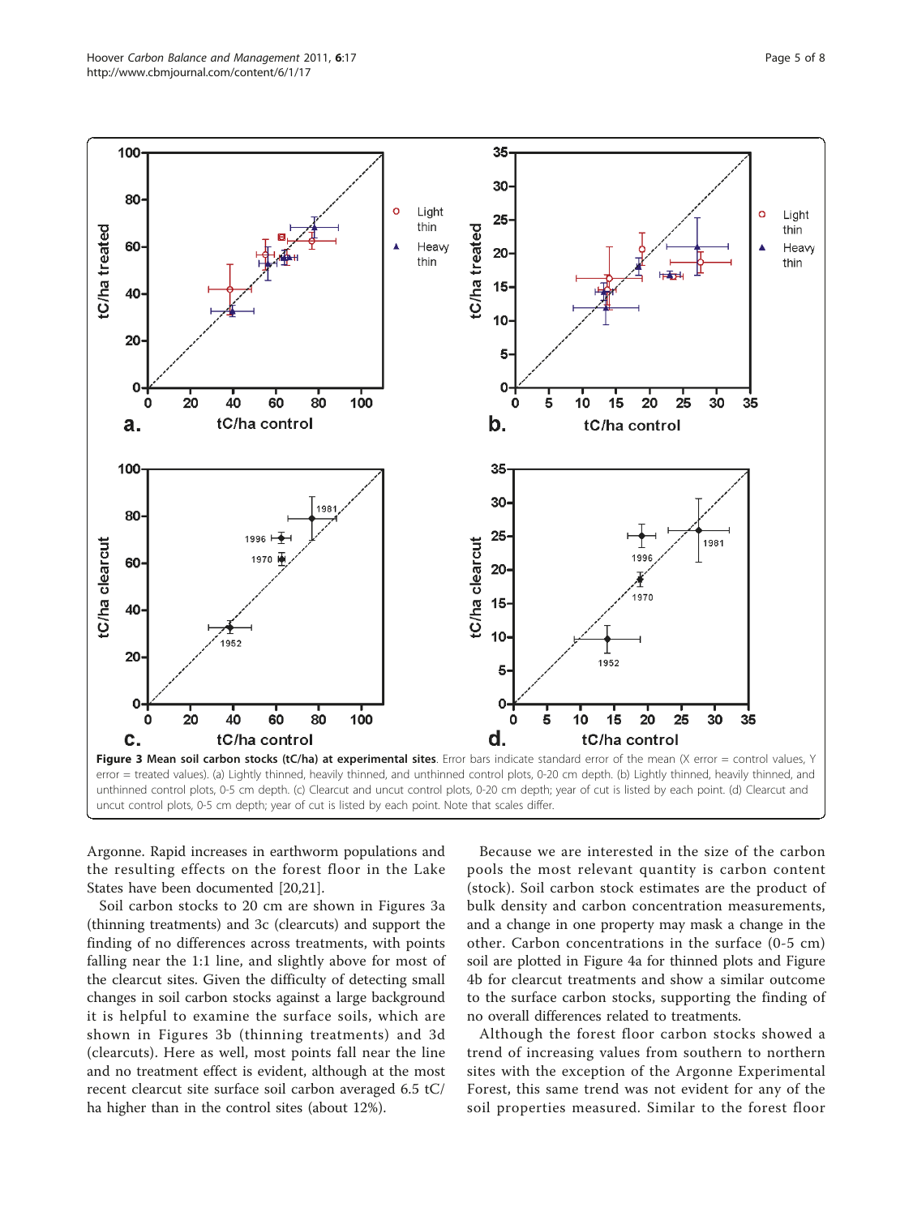**Figure 3 Mean soil carbon stocks (tC/ha) at experimental sites**. Error bars indicate standard error of the mean (X error = control values, Y error = treated values). (a) Lightly thinned, heavily thinned, and unthinned control plots, 0-20 cm depth. (b) Lightly thinned, heavily thinned, and unthinned control plots, 0-5 cm depth. (c) Clearcut and uncut control plots, 0-20 cm depth; year of cut is listed by each point. (d) Clearcut and uncut control plots, 0-5 cm depth; year of cut is listed by each point. Note that scales differ.

Argonne. Rapid increases in earthworm populations and the resulting effects on the forest floor in the Lake States have been documented [20,21].

Soil carbon stocks to 20 cm are shown in Figures 3a (thinning treatments) and 3c (clearcuts) and support the finding of no differences across treatments, with points falling near the 1:1 line, and slightly above for most of the clearcut sites. Given the difficulty of detecting small changes in soil carbon stocks against a large background it is helpful to examine the surface soils, which are shown in Figures 3b (thinning treatments) and 3d (clearcuts). Here as well, most points fall near the line and no treatment effect is evident, although at the most recent clearcut site surface soil carbon averaged 6.5 tC/ha higher than in the control sites (about 12%).

Because we are interested in the size of the carbon pools the most relevant quantity is carbon content (stock). Soil carbon stock estimates are the product of bulk density and carbon concentration measurements, and a change in one property may mask a change in the other. Carbon concentrations in the surface (0-5 cm) soil are plotted in Figure 4a for thinned plots and Figure 4b for clearcut treatments and show a similar outcome to the surface carbon stocks, supporting the finding of no overall differences related to treatments.

Although the forest floor carbon stocks showed a trend of increasing values from southern to northern sites with the exception of the Argonne Experimental Forest, this same trend was not evident for any of the soil properties measured. Similar to the forest floor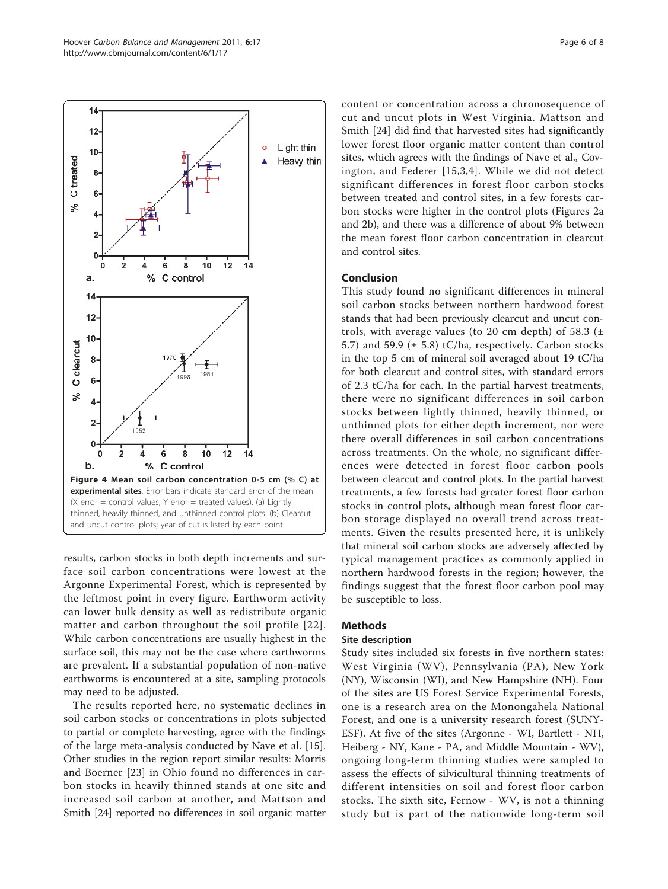Figure 4 Mean soil carbon concentration 0-5 cm (% C) at experimental sites. Error bars indicate standard error of the mean (X error = control values, Y error = treated values). (a) Lightly thinned, heavily thinned, and unthinned control plots. (b) Clearcut and uncut control plots; year of cut is listed by each point.

results, carbon stocks in both depth increments and surface soil carbon concentrations were lowest at the Argonne Experimental Forest, which is represented by the leftmost point in every figure. Earthworm activity can lower bulk density as well as redistribute organic matter and carbon throughout the soil profile [22]. While carbon concentrations are usually highest in the surface soil, this may not be the case where earthworms are prevalent. If a substantial population of non-native earthworms is encountered at a site, sampling protocols may need to be adjusted.

The results reported here, no systematic declines in soil carbon stocks or concentrations in plots subjected to partial or complete harvesting, agree with the findings of the large meta-analysis conducted by Nave et al. [15]. Other studies in the region report similar results: Morris and Boerner [23] in Ohio found no differences in carbon stocks in heavily thinned stands at one site and increased soil carbon at another, and Mattson and Smith [24] reported no differences in soil organic matter content or concentration across a chronosequence of cut and uncut plots in West Virginia. Mattson and Smith [24] did find that harvested sites had significantly lower forest floor organic matter content than control sites, which agrees with the findings of Nave et al., Covington, and Federer [15,3,4]. While we did not detect significant differences in forest floor carbon stocks between treated and control sites, in a few forests carbon stocks were higher in the control plots (Figures 2a and 2b), and there was a difference of about 9% between the mean forest floor carbon concentration in clearcut and control sites.

## Conclusion

This study found no significant differences in mineral soil carbon stocks between northern hardwood forest stands that had been previously clearcut and uncut controls, with average values (to 20 cm depth) of 58.3 (± 5.7) and 59.9 (± 5.8) tC/ha, respectively. Carbon stocks in the top 5 cm of mineral soil averaged about 19 tC/ha for both clearcut and control sites, with standard errors of 2.3 tC/ha for each. In the partial harvest treatments, there were no significant differences in soil carbon stocks between lightly thinned, heavily thinned, or unthinned plots for either depth increment, nor were there overall differences in soil carbon concentrations across treatments. On the whole, no significant differences were detected in forest floor carbon pools between clearcut and control plots. In the partial harvest treatments, a few forests had greater forest floor carbon stocks in control plots, although mean forest floor carbon storage displayed no overall trend across treatments. Given the results presented here, it is unlikely that mineral soil carbon stocks are adversely affected by typical management practices as commonly applied in northern hardwood forests in the region; however, the findings suggest that the forest floor carbon pool may be susceptible to loss.

## Methods

### Site description

Study sites included six forests in five northern states: West Virginia (WV), Pennsylvania (PA), New York (NY), Wisconsin (WI), and New Hampshire (NH). Four of the sites are US Forest Service Experimental Forests, one is a research area on the Monongahela National Forest, and one is a university research forest (SUNY-ESF). At five of the sites (Argonne - WI, Bartlett - NH, Heiberg - NY, Kane - PA, and Middle Mountain - WV), ongoing long-term thinning studies were sampled to assess the effects of silvicultural thinning treatments of different intensities on soil and forest floor carbon stocks. The sixth site, Fernow - WV, is not a thinning study but is part of the nationwide long-term soil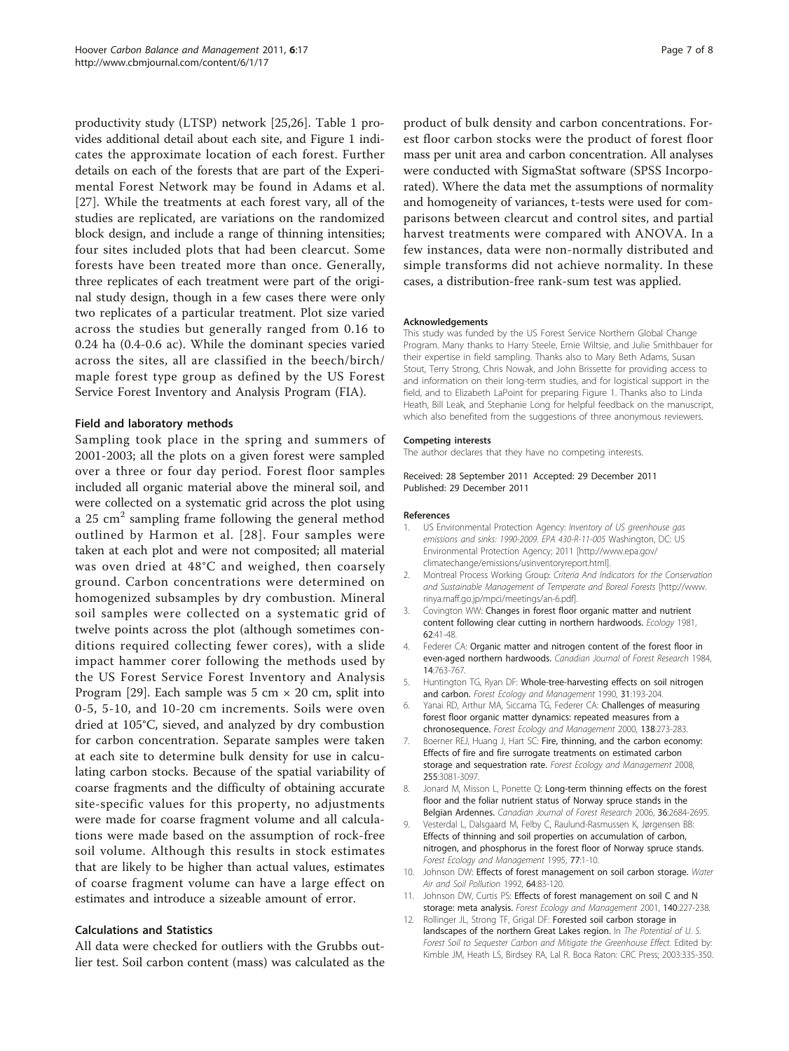productivity study (LTSP) network [25,26]. Table 1 provides additional detail about each site, and Figure 1 indicates the approximate location of each forest. Further details on each of the forests that are part of the Experimental Forest Network may be found in Adams et al. [27]. While the treatments at each forest vary, all of the studies are replicated, are variations on the randomized block design, and include a range of thinning intensities; four sites included plots that had been clearcut. Some forests have been treated more than once. Generally, three replicates of each treatment were part of the original study design, though in a few cases there were only two replicates of a particular treatment. Plot size varied across the studies but generally ranged from 0.16 to 0.24 ha (0.4-0.6 ac). While the dominant species varied across the sites, all are classified in the beech/birch/maple forest type group as defined by the US Forest Service Forest Inventory and Analysis Program (FIA).

### Field and laboratory methods

Sampling took place in the spring and summers of 2001-2003; all the plots on a given forest were sampled over a three or four day period. Forest floor samples included all organic material above the mineral soil, and were collected on a systematic grid across the plot using a 25 $cm^2$ sampling frame following the general method outlined by Harmon et al. [28]. Four samples were taken at each plot and were not composited; all material was oven dried at 48°C and weighed, then coarsely ground. Carbon concentrations were determined on homogenized subsamples by dry combustion. Mineral soil samples were collected on a systematic grid of twelve points across the plot (although sometimes conditions required collecting fewer cores), with a slide impact hammer corer following the methods used by the US Forest Service Forest Inventory and Analysis Program [29]. Each sample was 5 cm × 20 cm, split into 0-5, 5-10, and 10-20 cm increments. Soils were oven dried at 105°C, sieved, and analyzed by dry combustion for carbon concentration. Separate samples were taken at each site to determine bulk density for use in calculating carbon stocks. Because of the spatial variability of coarse fragments and the difficulty of obtaining accurate site-specific values for this property, no adjustments were made for coarse fragment volume and all calculations were made based on the assumption of rock-free soil volume. Although this results in stock estimates that are likely to be higher than actual values, estimates of coarse fragment volume can have a large effect on estimates and introduce a sizeable amount of error.

### Calculations and Statistics

All data were checked for outliers with the Grubbs outlier test. Soil carbon content (mass) was calculated as the product of bulk density and carbon concentrations. Forest floor carbon stocks were the product of forest floor mass per unit area and carbon concentration. All analyses were conducted with SigmaStat software (SPSS Incorporated). Where the data met the assumptions of normality and homogeneity of variances, t-tests were used for comparisons between clearcut and control sites, and partial harvest treatments were compared with ANOVA. In a few instances, data were non-normally distributed and simple transforms did not achieve normality. In these cases, a distribution-free rank-sum test was applied.

#### Acknowledgements

This study was funded by the US Forest Service Northern Global Change Program. Many thanks to Harry Steele, Ernie Wiltsie, and Julie Smithbauer for their expertise in field sampling. Thanks also to Mary Beth Adams, Susan Stout, Terry Strong, Chris Nowak, and John Brissette for providing access to and information on their long-term studies, and for logistical support in the field, and to Elizabeth LaPoint for preparing Figure 1. Thanks also to Linda Heath, Bill Leak, and Stephanie Long for helpful feedback on the manuscript, which also benefited from the suggestions of three anonymous reviewers.

#### Competing interests

The author declares that they have no competing interests.

Received: 28 September 2011 Accepted: 29 December 2011
Published: 29 December 2011

#### References

1. US Environmental Protection Agency: *Inventory of US greenhouse gas emissions and sinks: 1990-2009. EPA 430-R-11-005* Washington, DC: US Environmental Protection Agency; 2011 [http://www.epa.gov/climatechange/emissions/usinventoryreport.html].
2. Montreal Process Working Group: *Criteria And Indicators for the Conservation and Sustainable Management of Temperate and Boreal Forests* [http://www.rinya.maff.go.jp/mpci/meetings/an-6.pdf].
3. Covington WW: **Changes in forest floor organic matter and nutrient content following clear cutting in northern hardwoods.** *Ecology* 1981, **62**:41-48.
4. Federer CA: **Organic matter and nitrogen content of the forest floor in even-aged northern hardwoods.** *Canadian Journal of Forest Research* 1984, **14**:763-767.
5. Huntington TG, Ryan DF: **Whole-tree-harvesting effects on soil nitrogen and carbon.** *Forest Ecology and Management* 1990, **31**:193-204.
6. Yanai RD, Arthur MA, Siccama TG, Federer CA: **Challenges of measuring forest floor organic matter dynamics: repeated measures from a chronosequence.** *Forest Ecology and Management* 2000, **138**:273-283.
7. Boerner REJ, Huang J, Hart SC: **Fire, thinning, and the carbon economy: Effects of fire and fire surrogate treatments on estimated carbon storage and sequestration rate.** *Forest Ecology and Management* 2008, **255**:3081-3097.
8. Jonard M, Misson L, Ponette Q: **Long-term thinning effects on the forest floor and the foliar nutrient status of Norway spruce stands in the Belgian Ardennes.** *Canadian Journal of Forest Research* 2006, **36**:2684-2695.
9. Vesterdal L, Dalsgaard M, Felby C, Raulund-Rasmussen K, Jørgensen BB: **Effects of thinning and soil properties on accumulation of carbon, nitrogen, and phosphorus in the forest floor of Norway spruce stands.** *Forest Ecology and Management* 1995, **77**:1-10.
10. Johnson DW: **Effects of forest management on soil carbon storage.** *Water Air and Soil Pollution* 1992, **64**:83-120.
11. Johnson DW, Curtis PS: **Effects of forest management on soil C and N storage: meta analysis.** *Forest Ecology and Management* 2001, **140**:227-238.
12. Rollinger JL, Strong TF, Grigal DF: **Forested soil carbon storage in landscapes of the northern Great Lakes region.** In *The Potential of U. S. Forest Soil to Sequester Carbon and Mitigate the Greenhouse Effect.* Edited by: Kimble JM, Heath LS, Birdsey RA, Lal R. Boca Raton: CRC Press; 2003:335-350.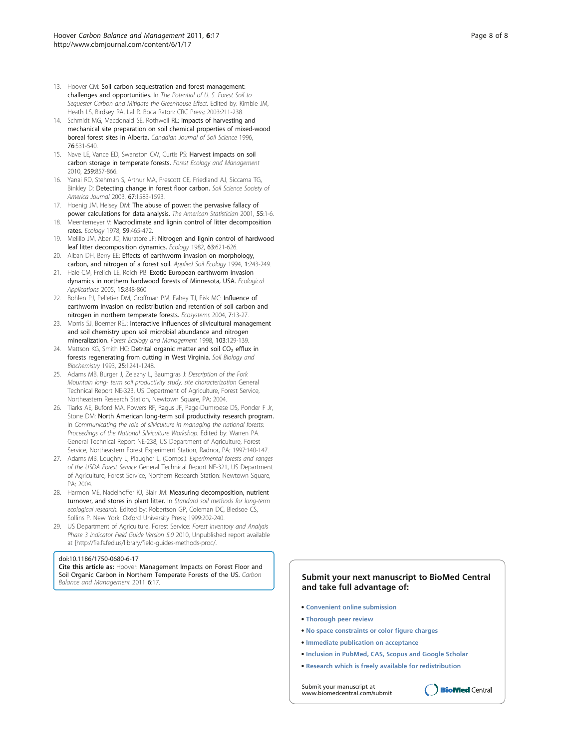13. Hoover CM: **Soil carbon sequestration and forest management: challenges and opportunities.** In *The Potential of U. S. Forest Soil to Sequester Carbon and Mitigate the Greenhouse Effect.* Edited by: Kimble JM, Heath LS, Birdsey RA, Lal R. Boca Raton: CRC Press; 2003:211-238.
14. Schmidt MG, Macdonald SE, Rothwell RL: **Impacts of harvesting and mechanical site preparation on soil chemical properties of mixed-wood boreal forest sites in Alberta.** *Canadian Journal of Soil Science* 1996, **76**:531-540.
15. Nave LE, Vance ED, Swanston CW, Curtis PS: **Harvest impacts on soil carbon storage in temperate forests.** *Forest Ecology and Management* 2010, **259**:857-866.
16. Yanai RD, Stehman S, Arthur MA, Prescott CE, Friedland AJ, Siccama TG, Binkley D: **Detecting change in forest floor carbon.** *Soil Science Society of America Journal* 2003, **67**:1583-1593.
17. Hoenig JM, Heisey DM: **The abuse of power: the pervasive fallacy of power calculations for data analysis.** *The American Statistician* 2001, **55**:1-6.
18. Meentemeyer V: **Macroclimate and lignin control of litter decomposition rates.** *Ecology* 1978, **59**:465-472.
19. Melillo JM, Aber JD, Muratore JF: **Nitrogen and lignin control of hardwood leaf litter decomposition dynamics.** *Ecology* 1982, **63**:621-626.
20. Alban DH, Berry EE: **Effects of earthworm invasion on morphology, carbon, and nitrogen of a forest soil.** *Applied Soil Ecology* 1994, **1**:243-249.
21. Hale CM, Frelich LE, Reich PB: **Exotic European earthworm invasion dynamics in northern hardwood forests of Minnesota, USA.** *Ecological Applications* 2005, **15**:848-860.
22. Bohlen PJ, Pelletier DM, Groffman PM, Fahey TJ, Fisk MC: **Influence of earthworm invasion on redistribution and retention of soil carbon and nitrogen in northern temperate forests.** *Ecosystems* 2004, **7**:13-27.
23. Morris SJ, Boerner REJ: **Interactive influences of silvicultural management and soil chemistry upon soil microbial abundance and nitrogen mineralization.** *Forest Ecology and Management* 1998, **103**:129-139.
24. Mattson KG, Smith HC: **Detrital organic matter and soil $CO_2$ efflux in forests regenerating from cutting in West Virginia.** *Soil Biology and Biochemistry* 1993, **25**:1241-1248.
25. Adams MB, Burger J, Zelazny L, Baumgras J: *Description of the Fork Mountain long- term soil productivity study: site characterization* General Technical Report NE-323, US Department of Agriculture, Forest Service, Northeastern Research Station, Newtown Square, PA; 2004.
26. Tiarks AE, Buford MA, Powers RF, Ragus JF, Page-Dumroese DS, Ponder F Jr, Stone DM: **North American long-term soil productivity research program.** In *Communicating the role of silviculture in managing the national forests: Proceedings of the National Silviculture Workshop.* Edited by: Warren PA. General Technical Report NE-238, US Department of Agriculture, Forest Service, Northeastern Forest Experiment Station, Radnor, PA; 1997:140-147.
27. Adams MB, Loughry L, Plaugher L, (Comps.): *Experimental forests and ranges of the USDA Forest Service* General Technical Report NE-321, US Department of Agriculture, Forest Service, Northern Research Station: Newtown Square, PA; 2004.
28. Harmon ME, Nadelhoffer KJ, Blair JM: **Measuring decomposition, nutrient turnover, and stores in plant litter.** In *Standard soil methods for long-term ecological research.* Edited by: Robertson GP, Coleman DC, Bledsoe CS, Sollins P. New York: Oxford University Press; 1999:202-240.
29. US Department of Agriculture, Forest Service: *Forest Inventory and Analysis Phase 3 Indicator Field Guide Version 5.0* 2010, Unpublished report available at [http://fia.fs.fed.us/library/field-guides-methods-proc/.

doi:10.1186/1750-0680-6-17
**Cite this article as:** Hoover: Management Impacts on Forest Floor and Soil Organic Carbon in Northern Temperate Forests of the US. *Carbon Balance and Management* 2011 **6**:17.

**Submit your next manuscript to BioMed Central and take full advantage of:**

- **Convenient online submission**
- **Thorough peer review**
- **No space constraints or color figure charges**
- **Immediate publication on acceptance**
- **Inclusion in PubMed, CAS, Scopus and Google Scholar**
- **Research which is freely available for redistribution**

Submit your manuscript at www.biomedcentral.com/submit

BioMed Central